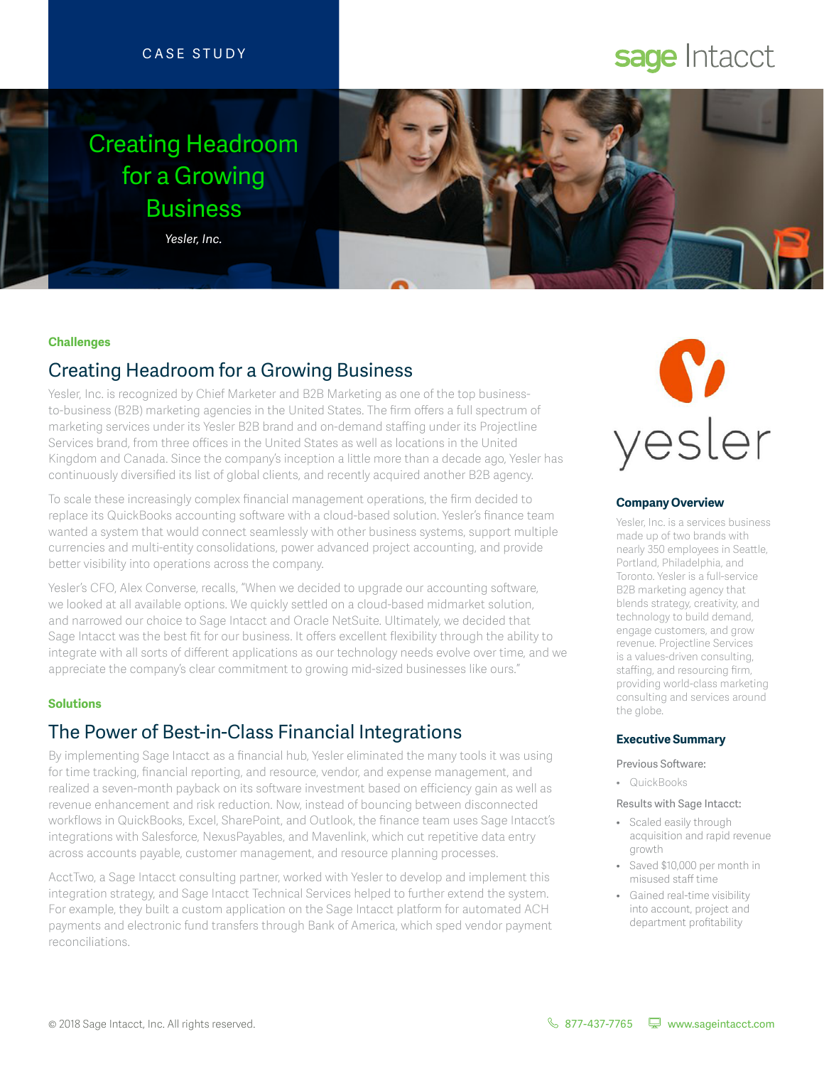CASE STUDY

# Creating Headroom for a Growing Business

*Yesler, Inc.*

### Challenges

## Creating Headroom for a Growing Business

Yesler, Inc. is recognized by Chief Marketer and B2B Marketing as one of the top business-to-business (B2B) marketing agencies in the United States. The firm offers a full spectrum of marketing services under its Yesler B2B brand and on-demand staffing under its Projectline Services brand, from three offices in the United States as well as locations in the United Kingdom and Canada. Since the company's inception a little more than a decade ago, Yesler has continuously diversified its list of global clients, and recently acquired another B2B agency.

To scale these increasingly complex financial management operations, the firm decided to replace its QuickBooks accounting software with a cloud-based solution. Yesler's finance team wanted a system that would connect seamlessly with other business systems, support multiple currencies and multi-entity consolidations, power advanced project accounting, and provide better visibility into operations across the company.

Yesler's CFO, Alex Converse, recalls, "When we decided to upgrade our accounting software, we looked at all available options. We quickly settled on a cloud-based midmarket solution, and narrowed our choice to Sage Intacct and Oracle NetSuite. Ultimately, we decided that Sage Intacct was the best fit for our business. It offers excellent flexibility through the ability to integrate with all sorts of different applications as our technology needs evolve over time, and we appreciate the company's clear commitment to growing mid-sized businesses like ours."

### Solutions

## The Power of Best-in-Class Financial Integrations

By implementing Sage Intacct as a financial hub, Yesler eliminated the many tools it was using for time tracking, financial reporting, and resource, vendor, and expense management, and realized a seven-month payback on its software investment based on efficiency gain as well as revenue enhancement and risk reduction. Now, instead of bouncing between disconnected workflows in QuickBooks, Excel, SharePoint, and Outlook, the finance team uses Sage Intacct's integrations with Salesforce, NexusPayables, and Mavenlink, which cut repetitive data entry across accounts payable, customer management, and resource planning processes.

AcctTwo, a Sage Intacct consulting partner, worked with Yesler to develop and implement this integration strategy, and Sage Intacct Technical Services helped to further extend the system. For example, they built a custom application on the Sage Intacct platform for automated ACH payments and electronic fund transfers through Bank of America, which sped vendor payment reconciliations.

### Company Overview

Yesler, Inc. is a services business made up of two brands with nearly 350 employees in Seattle, Portland, Philadelphia, and Toronto. Yesler is a full-service B2B marketing agency that blends strategy, creativity, and technology to build demand, engage customers, and grow revenue. Projectline Services is a values-driven consulting, staffing, and resourcing firm, providing world-class marketing consulting and services around the globe.

### Executive Summary

Previous Software:

- QuickBooks

Results with Sage Intacct:

- Scaled easily through acquisition and rapid revenue growth
- Saved $10,000 per month in misused staff time
- Gained real-time visibility into account, project and department profitability

© 2018 Sage Intacct, Inc. All rights reserved. 877-437-7765 www.sageintacct.com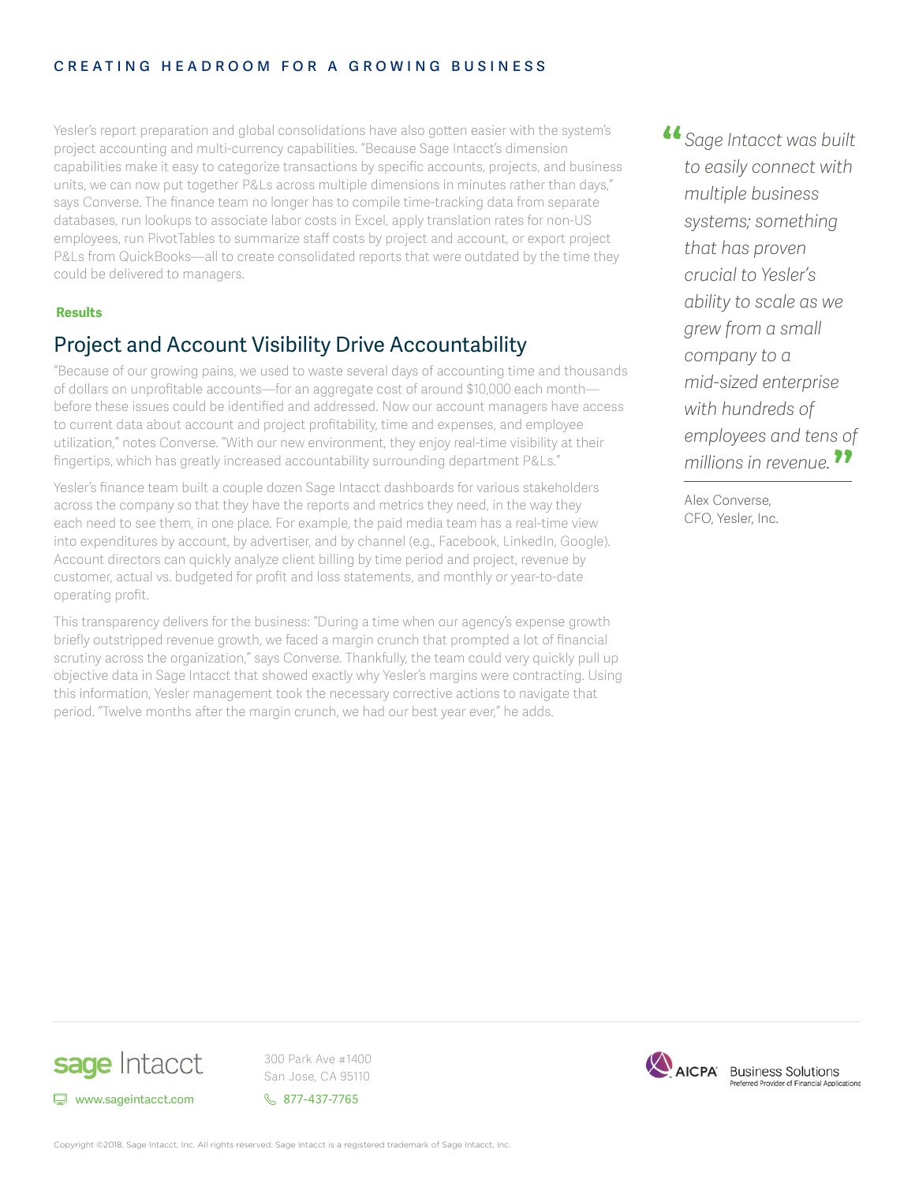## CREATING HEADROOM FOR A GROWING BUSINESS

Yesler's report preparation and global consolidations have also gotten easier with the system's project accounting and multi-currency capabilities. "Because Sage Intacct's dimension capabilities make it easy to categorize transactions by specific accounts, projects, and business units, we can now put together P&Ls across multiple dimensions in minutes rather than days," says Converse. The finance team no longer has to compile time-tracking data from separate databases, run lookups to associate labor costs in Excel, apply translation rates for non-US employees, run PivotTables to summarize staff costs by project and account, or export project P&Ls from QuickBooks—all to create consolidated reports that were outdated by the time they could be delivered to managers.

**Results**

## Project and Account Visibility Drive Accountability

"Because of our growing pains, we used to waste several days of accounting time and thousands of dollars on unprofitable accounts—for an aggregate cost of around $10,000 each month—before these issues could be identified and addressed. Now our account managers have access to current data about account and project profitability, time and expenses, and employee utilization," notes Converse. "With our new environment, they enjoy real-time visibility at their fingertips, which has greatly increased accountability surrounding department P&Ls."

Yesler's finance team built a couple dozen Sage Intacct dashboards for various stakeholders across the company so that they have the reports and metrics they need, in the way they each need to see them, in one place. For example, the paid media team has a real-time view into expenditures by account, by advertiser, and by channel (e.g., Facebook, LinkedIn, Google). Account directors can quickly analyze client billing by time period and project, revenue by customer, actual vs. budgeted for profit and loss statements, and monthly or year-to-date operating profit.

This transparency delivers for the business: "During a time when our agency's expense growth briefly outstripped revenue growth, we faced a margin crunch that prompted a lot of financial scrutiny across the organization," says Converse. Thankfully, the team could very quickly pull up objective data in Sage Intacct that showed exactly why Yesler's margins were contracting. Using this information, Yesler management took the necessary corrective actions to navigate that period. "Twelve months after the margin crunch, we had our best year ever," he adds.

> *"Sage Intacct was built to easily connect with multiple business systems; something that has proven crucial to Yesler's ability to scale as we grew from a small company to a mid-sized enterprise with hundreds of employees and tens of millions in revenue."*
>
> Alex Converse,
> CFO, Yesler, Inc.

sage Intacct

www.sageintacct.com

300 Park Ave #1400
San Jose, CA 95110

877-437-7765

AICPA Business Solutions
Preferred Provider of Financial Applications

Copyright ©2018, Sage Intacct, Inc. All rights reserved. Sage Intacct is a registered trademark of Sage Intacct, Inc.